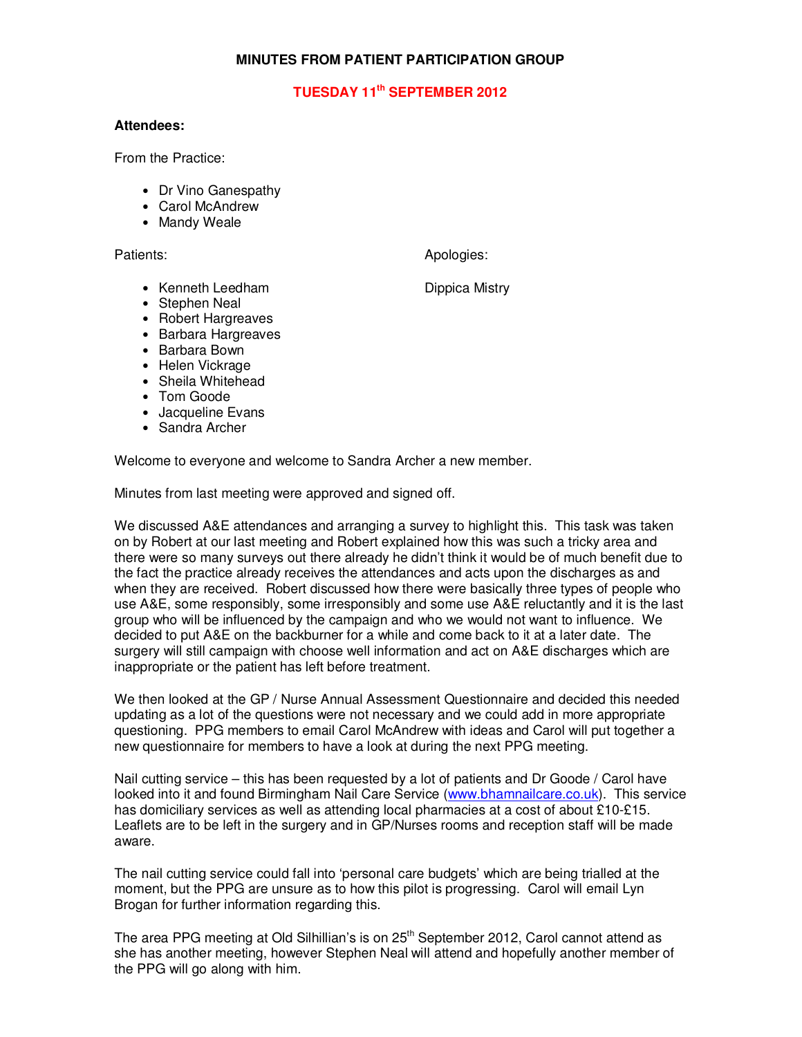**MINUTES FROM PATIENT PARTICIPATION GROUP**

**TUESDAY 11th SEPTEMBER 2012**

**Attendees:**

From the Practice:

- Dr Vino Ganespathy
- Carol McAndrew
- Mandy Weale

Patients:

- Kenneth Leedham
- Stephen Neal
- Robert Hargreaves
- Barbara Hargreaves
- Barbara Bown
- Helen Vickrage
- Sheila Whitehead
- Tom Goode
- Jacqueline Evans
- Sandra Archer

Apologies:

Dippica Mistry

Welcome to everyone and welcome to Sandra Archer a new member.

Minutes from last meeting were approved and signed off.

We discussed A&E attendances and arranging a survey to highlight this. This task was taken on by Robert at our last meeting and Robert explained how this was such a tricky area and there were so many surveys out there already he didn't think it would be of much benefit due to the fact the practice already receives the attendances and acts upon the discharges as and when they are received. Robert discussed how there were basically three types of people who use A&E, some responsibly, some irresponsibly and some use A&E reluctantly and it is the last group who will be influenced by the campaign and who we would not want to influence. We decided to put A&E on the backburner for a while and come back to it at a later date. The surgery will still campaign with choose well information and act on A&E discharges which are inappropriate or the patient has left before treatment.

We then looked at the GP / Nurse Annual Assessment Questionnaire and decided this needed updating as a lot of the questions were not necessary and we could add in more appropriate questioning. PPG members to email Carol McAndrew with ideas and Carol will put together a new questionnaire for members to have a look at during the next PPG meeting.

Nail cutting service – this has been requested by a lot of patients and Dr Goode / Carol have looked into it and found Birmingham Nail Care Service (www.bhamnailcare.co.uk). This service has domiciliary services as well as attending local pharmacies at a cost of about £10-£15. Leaflets are to be left in the surgery and in GP/Nurses rooms and reception staff will be made aware.

The nail cutting service could fall into 'personal care budgets' which are being trialled at the moment, but the PPG are unsure as to how this pilot is progressing. Carol will email Lyn Brogan for further information regarding this.

The area PPG meeting at Old Silhillian's is on 25th September 2012, Carol cannot attend as she has another meeting, however Stephen Neal will attend and hopefully another member of the PPG will go along with him.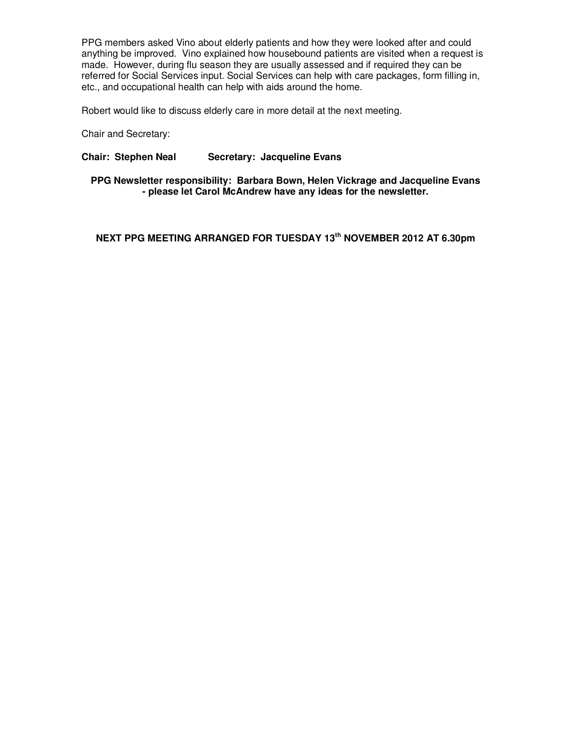PPG members asked Vino about elderly patients and how they were looked after and could anything be improved. Vino explained how housebound patients are visited when a request is made. However, during flu season they are usually assessed and if required they can be referred for Social Services input. Social Services can help with care packages, form filling in, etc., and occupational health can help with aids around the home.

Robert would like to discuss elderly care in more detail at the next meeting.

Chair and Secretary:

**Chair: Stephen Neal Secretary: Jacqueline Evans**

**PPG Newsletter responsibility: Barbara Bown, Helen Vickrage and Jacqueline Evans - please let Carol McAndrew have any ideas for the newsletter.**

**NEXT PPG MEETING ARRANGED FOR TUESDAY 13th NOVEMBER 2012 AT 6.30pm**